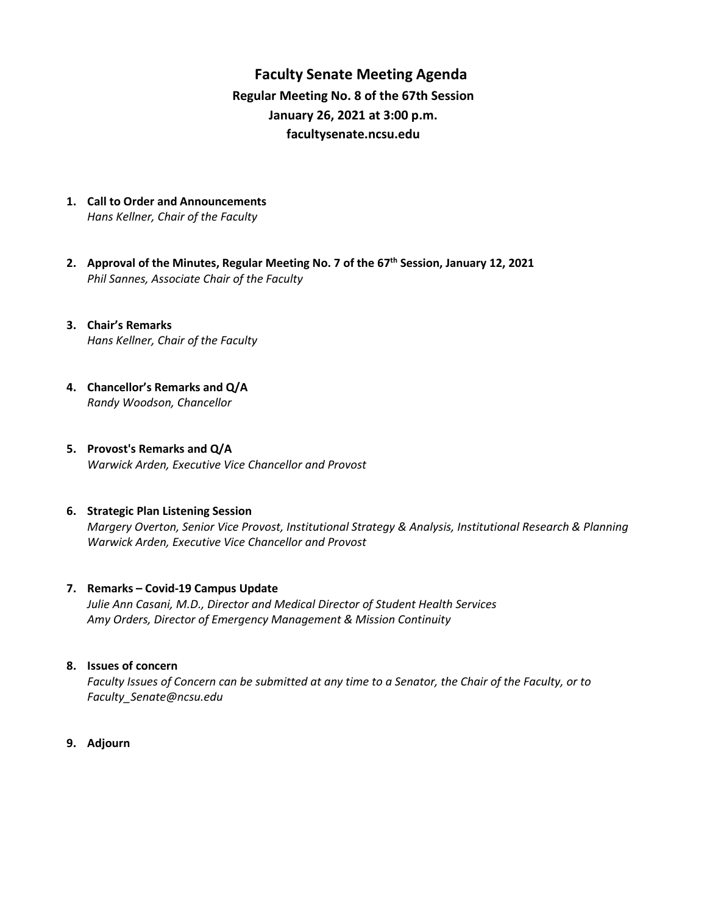# Faculty Senate Meeting Agenda

**Regular Meeting No. 8 of the 67th Session**
**January 26, 2021 at 3:00 p.m.**
**facultysenate.ncsu.edu**

1. **Call to Order and Announcements**
   *Hans Kellner, Chair of the Faculty*

2. **Approval of the Minutes, Regular Meeting No. 7 of the 67th Session, January 12, 2021**
   *Phil Sannes, Associate Chair of the Faculty*

3. **Chair's Remarks**
   *Hans Kellner, Chair of the Faculty*

4. **Chancellor's Remarks and Q/A**
   *Randy Woodson, Chancellor*

5. **Provost's Remarks and Q/A**
   *Warwick Arden, Executive Vice Chancellor and Provost*

6. **Strategic Plan Listening Session**
   *Margery Overton, Senior Vice Provost, Institutional Strategy & Analysis, Institutional Research & Planning*
   *Warwick Arden, Executive Vice Chancellor and Provost*

7. **Remarks – Covid-19 Campus Update**
   *Julie Ann Casani, M.D., Director and Medical Director of Student Health Services*
   *Amy Orders, Director of Emergency Management & Mission Continuity*

8. **Issues of concern**
   *Faculty Issues of Concern can be submitted at any time to a Senator, the Chair of the Faculty, or to Faculty_Senate@ncsu.edu*

9. **Adjourn**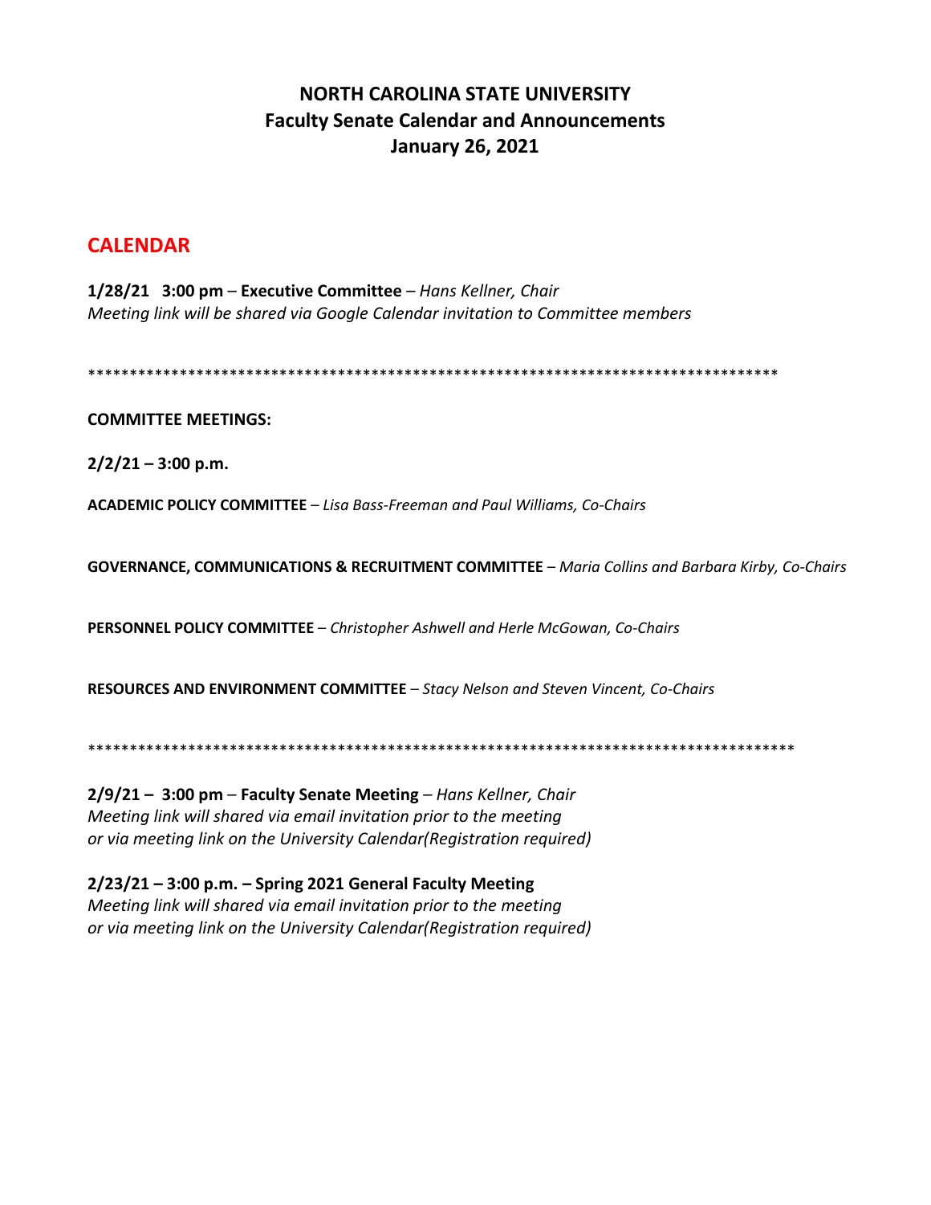**NORTH CAROLINA STATE UNIVERSITY**
**Faculty Senate Calendar and Announcements**
**January 26, 2021**

## CALENDAR

**1/28/21 3:00 pm** – **Executive Committee** – *Hans Kellner, Chair*
*Meeting link will be shared via Google Calendar invitation to Committee members*

*************************************************************************************

**COMMITTEE MEETINGS:**

**2/2/21 – 3:00 p.m.**

**ACADEMIC POLICY COMMITTEE** – *Lisa Bass-Freeman and Paul Williams, Co-Chairs*

**GOVERNANCE, COMMUNICATIONS & RECRUITMENT COMMITTEE** – *Maria Collins and Barbara Kirby, Co-Chairs*

**PERSONNEL POLICY COMMITTEE** – *Christopher Ashwell and Herle McGowan, Co-Chairs*

**RESOURCES AND ENVIRONMENT COMMITTEE** – *Stacy Nelson and Steven Vincent, Co-Chairs*

*************************************************************************************

**2/9/21 – 3:00 pm** – **Faculty Senate Meeting** – *Hans Kellner, Chair*
*Meeting link will shared via email invitation prior to the meeting*
*or via meeting link on the University Calendar(Registration required)*

**2/23/21 – 3:00 p.m. – Spring 2021 General Faculty Meeting**
*Meeting link will shared via email invitation prior to the meeting*
*or via meeting link on the University Calendar(Registration required)*